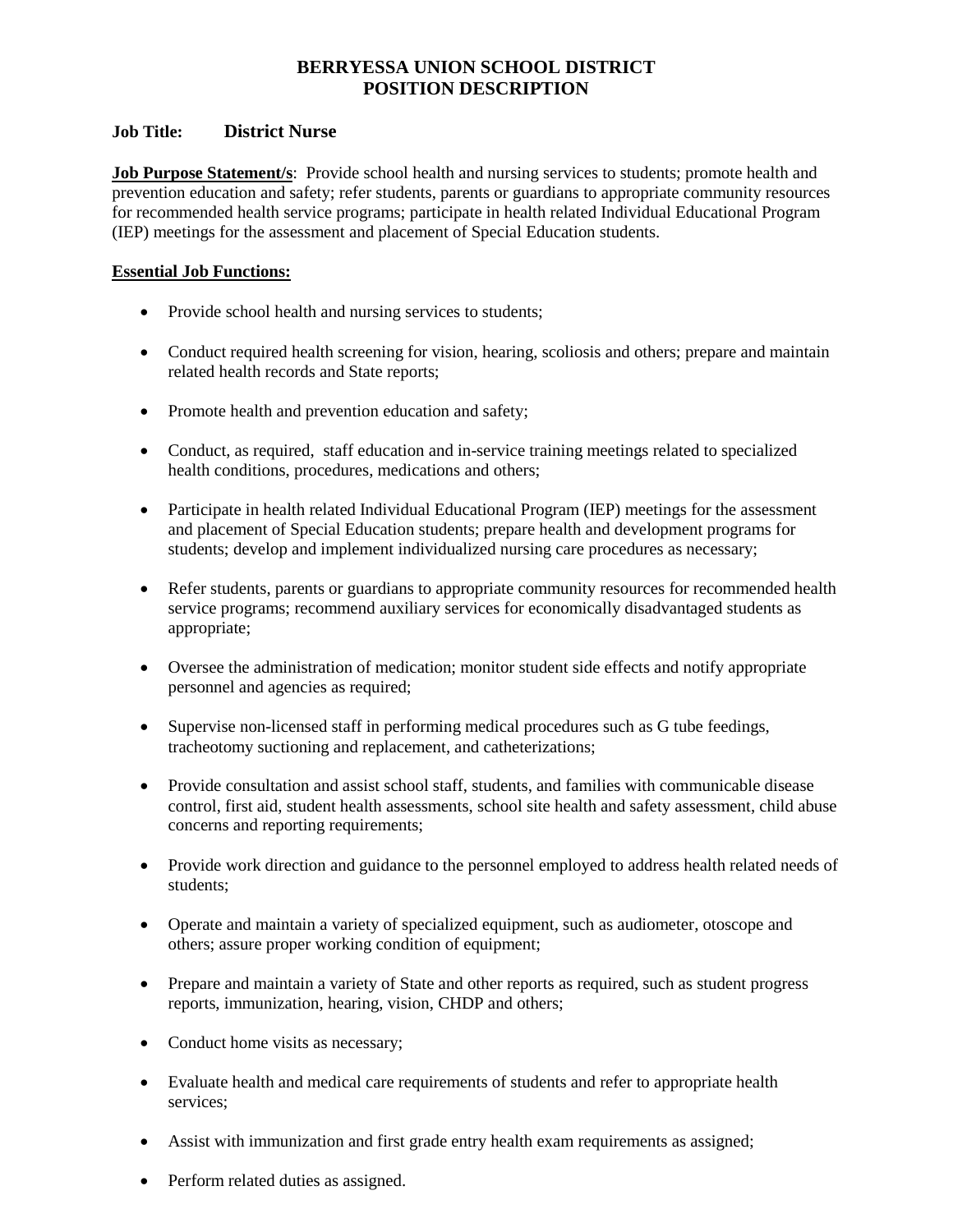# BERRYESSA UNION SCHOOL DISTRICT
# POSITION DESCRIPTION

**Job Title:** **District Nurse**

**Job Purpose Statement/s**: Provide school health and nursing services to students; promote health and prevention education and safety; refer students, parents or guardians to appropriate community resources for recommended health service programs; participate in health related Individual Educational Program (IEP) meetings for the assessment and placement of Special Education students.

**Essential Job Functions:**

- Provide school health and nursing services to students;
- Conduct required health screening for vision, hearing, scoliosis and others; prepare and maintain related health records and State reports;
- Promote health and prevention education and safety;
- Conduct, as required, staff education and in-service training meetings related to specialized health conditions, procedures, medications and others;
- Participate in health related Individual Educational Program (IEP) meetings for the assessment and placement of Special Education students; prepare health and development programs for students; develop and implement individualized nursing care procedures as necessary;
- Refer students, parents or guardians to appropriate community resources for recommended health service programs; recommend auxiliary services for economically disadvantaged students as appropriate;
- Oversee the administration of medication; monitor student side effects and notify appropriate personnel and agencies as required;
- Supervise non-licensed staff in performing medical procedures such as G tube feedings, tracheotomy suctioning and replacement, and catheterizations;
- Provide consultation and assist school staff, students, and families with communicable disease control, first aid, student health assessments, school site health and safety assessment, child abuse concerns and reporting requirements;
- Provide work direction and guidance to the personnel employed to address health related needs of students;
- Operate and maintain a variety of specialized equipment, such as audiometer, otoscope and others; assure proper working condition of equipment;
- Prepare and maintain a variety of State and other reports as required, such as student progress reports, immunization, hearing, vision, CHDP and others;
- Conduct home visits as necessary;
- Evaluate health and medical care requirements of students and refer to appropriate health services;
- Assist with immunization and first grade entry health exam requirements as assigned;
- Perform related duties as assigned.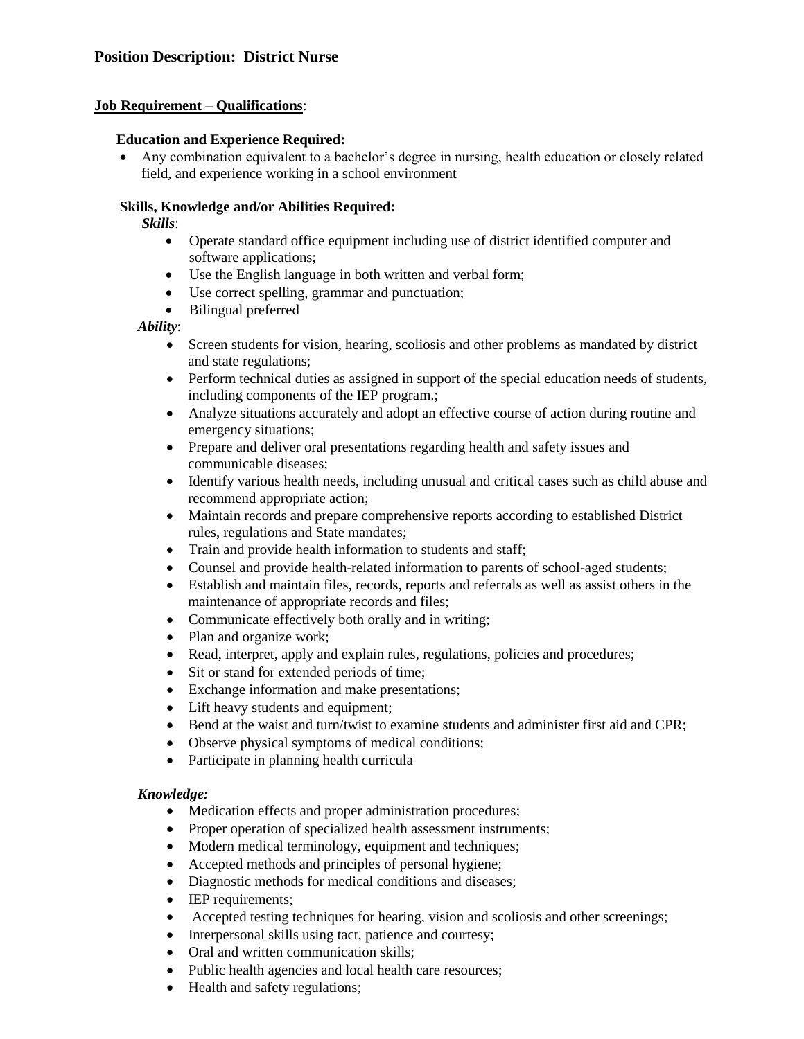## Position Description: District Nurse

**Job Requirement – Qualifications**:

**Education and Experience Required:**

- Any combination equivalent to a bachelor's degree in nursing, health education or closely related field, and experience working in a school environment

**Skills, Knowledge and/or Abilities Required:**

***Skills***:

- Operate standard office equipment including use of district identified computer and software applications;
- Use the English language in both written and verbal form;
- Use correct spelling, grammar and punctuation;
- Bilingual preferred

***Ability***:

- Screen students for vision, hearing, scoliosis and other problems as mandated by district and state regulations;
- Perform technical duties as assigned in support of the special education needs of students, including components of the IEP program.;
- Analyze situations accurately and adopt an effective course of action during routine and emergency situations;
- Prepare and deliver oral presentations regarding health and safety issues and communicable diseases;
- Identify various health needs, including unusual and critical cases such as child abuse and recommend appropriate action;
- Maintain records and prepare comprehensive reports according to established District rules, regulations and State mandates;
- Train and provide health information to students and staff;
- Counsel and provide health-related information to parents of school-aged students;
- Establish and maintain files, records, reports and referrals as well as assist others in the maintenance of appropriate records and files;
- Communicate effectively both orally and in writing;
- Plan and organize work;
- Read, interpret, apply and explain rules, regulations, policies and procedures;
- Sit or stand for extended periods of time;
- Exchange information and make presentations;
- Lift heavy students and equipment;
- Bend at the waist and turn/twist to examine students and administer first aid and CPR;
- Observe physical symptoms of medical conditions;
- Participate in planning health curricula

***Knowledge:***

- Medication effects and proper administration procedures;
- Proper operation of specialized health assessment instruments;
- Modern medical terminology, equipment and techniques;
- Accepted methods and principles of personal hygiene;
- Diagnostic methods for medical conditions and diseases;
- IEP requirements;
- Accepted testing techniques for hearing, vision and scoliosis and other screenings;
- Interpersonal skills using tact, patience and courtesy;
- Oral and written communication skills;
- Public health agencies and local health care resources;
- Health and safety regulations;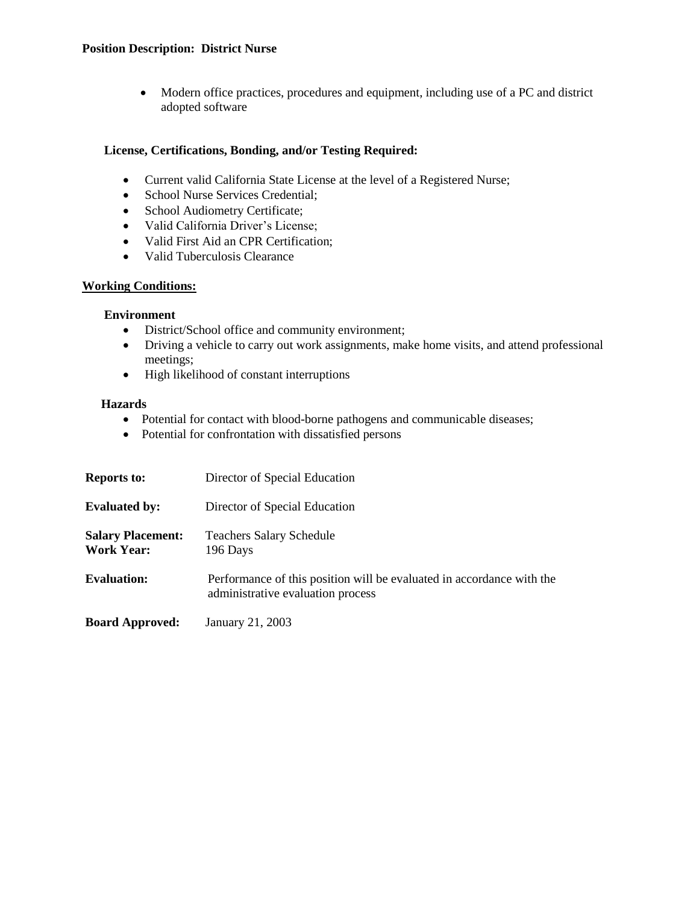- Modern office practices, procedures and equipment, including use of a PC and district adopted software

**License, Certifications, Bonding, and/or Testing Required:**

- Current valid California State License at the level of a Registered Nurse;
- School Nurse Services Credential;
- School Audiometry Certificate;
- Valid California Driver's License;
- Valid First Aid an CPR Certification;
- Valid Tuberculosis Clearance

**Working Conditions:**

**Environment**

- District/School office and community environment;
- Driving a vehicle to carry out work assignments, make home visits, and attend professional meetings;
- High likelihood of constant interruptions

**Hazards**

- Potential for contact with blood-borne pathogens and communicable diseases;
- Potential for confrontation with dissatisfied persons

**Reports to:** Director of Special Education

**Evaluated by:** Director of Special Education

**Salary Placement:** Teachers Salary Schedule
**Work Year:** 196 Days

**Evaluation:** Performance of this position will be evaluated in accordance with the administrative evaluation process

**Board Approved:** January 21, 2003